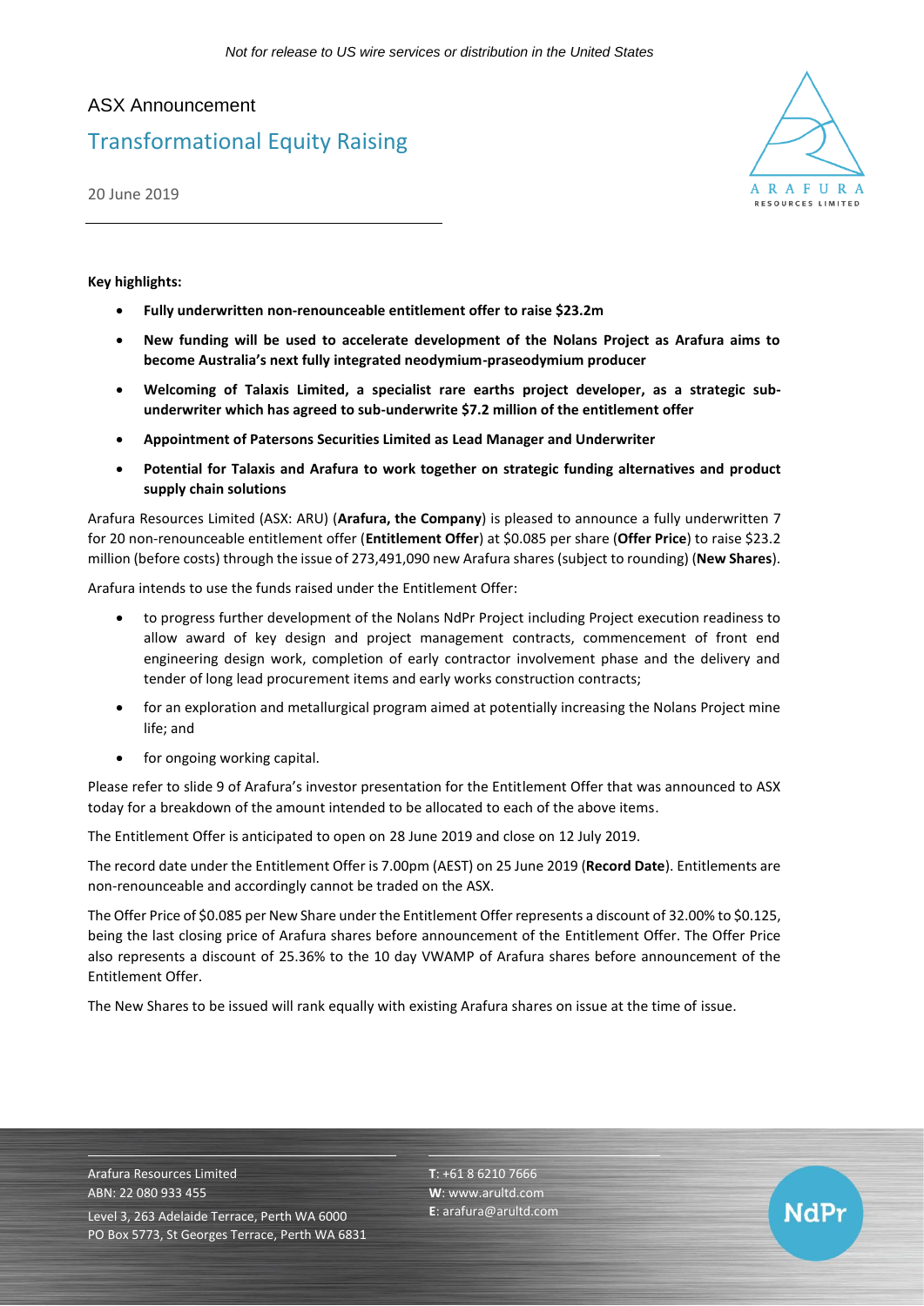*Not for release to US wire services or distribution in the United States*

ASX Announcement

# Transformational Equity Raising

20 June 2019

**Key highlights:**

- **Fully underwritten non-renounceable entitlement offer to raise $23.2m**
- **New funding will be used to accelerate development of the Nolans Project as Arafura aims to become Australia's next fully integrated neodymium-praseodymium producer**
- **Welcoming of Talaxis Limited, a specialist rare earths project developer, as a strategic sub-underwriter which has agreed to sub-underwrite $7.2 million of the entitlement offer**
- **Appointment of Patersons Securities Limited as Lead Manager and Underwriter**
- **Potential for Talaxis and Arafura to work together on strategic funding alternatives and product supply chain solutions**

Arafura Resources Limited (ASX: ARU) (**Arafura, the Company**) is pleased to announce a fully underwritten 7 for 20 non-renounceable entitlement offer (**Entitlement Offer**) at $0.085 per share (**Offer Price**) to raise $23.2 million (before costs) through the issue of 273,491,090 new Arafura shares (subject to rounding) (**New Shares**).

Arafura intends to use the funds raised under the Entitlement Offer:

- to progress further development of the Nolans NdPr Project including Project execution readiness to allow award of key design and project management contracts, commencement of front end engineering design work, completion of early contractor involvement phase and the delivery and tender of long lead procurement items and early works construction contracts;
- for an exploration and metallurgical program aimed at potentially increasing the Nolans Project mine life; and
- for ongoing working capital.

Please refer to slide 9 of Arafura's investor presentation for the Entitlement Offer that was announced to ASX today for a breakdown of the amount intended to be allocated to each of the above items.

The Entitlement Offer is anticipated to open on 28 June 2019 and close on 12 July 2019.

The record date under the Entitlement Offer is 7.00pm (AEST) on 25 June 2019 (**Record Date**). Entitlements are non-renounceable and accordingly cannot be traded on the ASX.

The Offer Price of $0.085 per New Share under the Entitlement Offer represents a discount of 32.00% to $0.125, being the last closing price of Arafura shares before announcement of the Entitlement Offer. The Offer Price also represents a discount of 25.36% to the 10 day VWAMP of Arafura shares before announcement of the Entitlement Offer.

The New Shares to be issued will rank equally with existing Arafura shares on issue at the time of issue.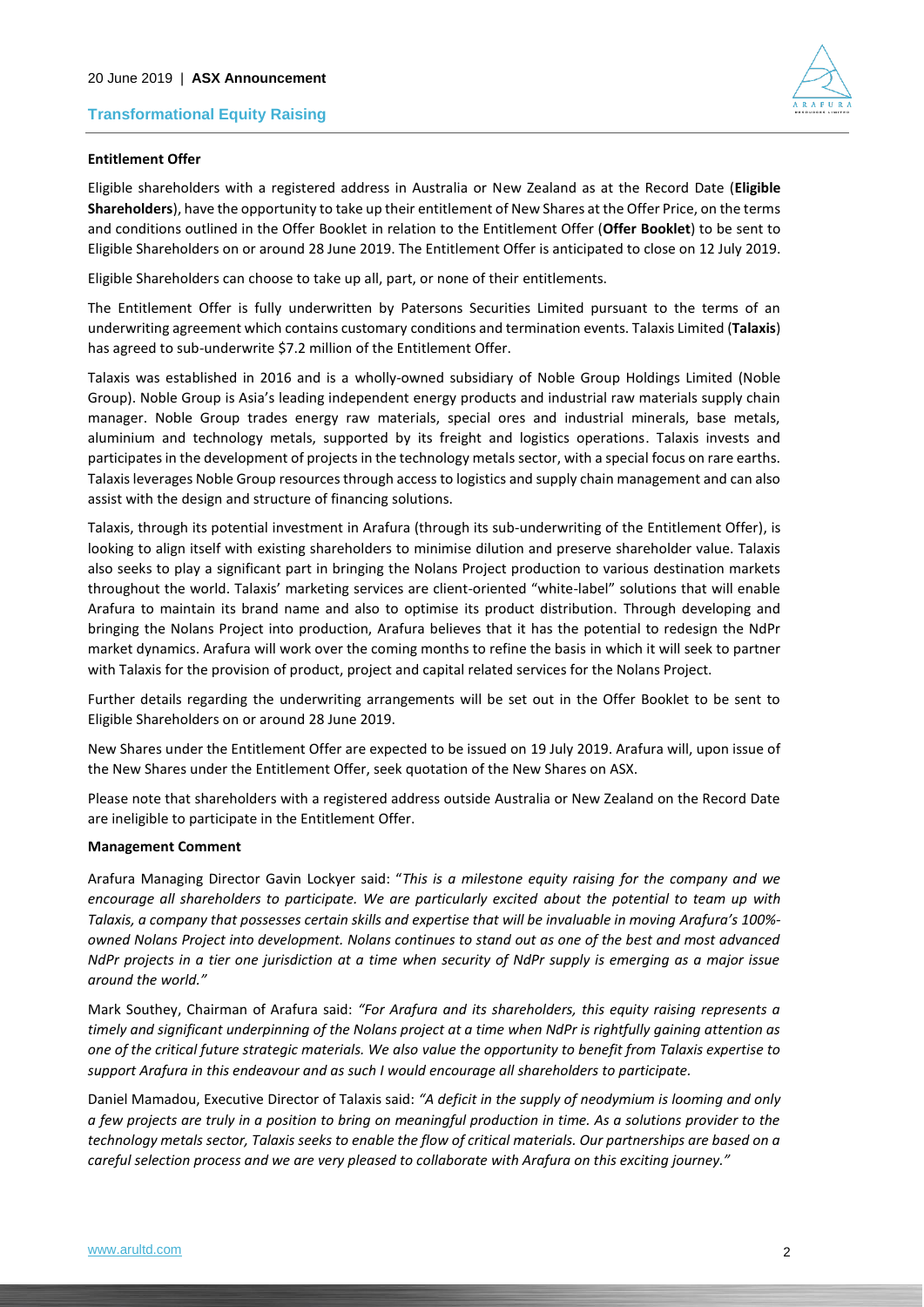**Entitlement Offer**

Eligible shareholders with a registered address in Australia or New Zealand as at the Record Date (**Eligible Shareholders**), have the opportunity to take up their entitlement of New Shares at the Offer Price, on the terms and conditions outlined in the Offer Booklet in relation to the Entitlement Offer (**Offer Booklet**) to be sent to Eligible Shareholders on or around 28 June 2019. The Entitlement Offer is anticipated to close on 12 July 2019.

Eligible Shareholders can choose to take up all, part, or none of their entitlements.

The Entitlement Offer is fully underwritten by Patersons Securities Limited pursuant to the terms of an underwriting agreement which contains customary conditions and termination events. Talaxis Limited (**Talaxis**) has agreed to sub-underwrite $7.2 million of the Entitlement Offer.

Talaxis was established in 2016 and is a wholly-owned subsidiary of Noble Group Holdings Limited (Noble Group). Noble Group is Asia's leading independent energy products and industrial raw materials supply chain manager. Noble Group trades energy raw materials, special ores and industrial minerals, base metals, aluminium and technology metals, supported by its freight and logistics operations. Talaxis invests and participates in the development of projects in the technology metals sector, with a special focus on rare earths. Talaxis leverages Noble Group resources through access to logistics and supply chain management and can also assist with the design and structure of financing solutions.

Talaxis, through its potential investment in Arafura (through its sub-underwriting of the Entitlement Offer), is looking to align itself with existing shareholders to minimise dilution and preserve shareholder value. Talaxis also seeks to play a significant part in bringing the Nolans Project production to various destination markets throughout the world. Talaxis' marketing services are client-oriented "white-label" solutions that will enable Arafura to maintain its brand name and also to optimise its product distribution. Through developing and bringing the Nolans Project into production, Arafura believes that it has the potential to redesign the NdPr market dynamics. Arafura will work over the coming months to refine the basis in which it will seek to partner with Talaxis for the provision of product, project and capital related services for the Nolans Project.

Further details regarding the underwriting arrangements will be set out in the Offer Booklet to be sent to Eligible Shareholders on or around 28 June 2019.

New Shares under the Entitlement Offer are expected to be issued on 19 July 2019. Arafura will, upon issue of the New Shares under the Entitlement Offer, seek quotation of the New Shares on ASX.

Please note that shareholders with a registered address outside Australia or New Zealand on the Record Date are ineligible to participate in the Entitlement Offer.

**Management Comment**

Arafura Managing Director Gavin Lockyer said: "*This is a milestone equity raising for the company and we encourage all shareholders to participate. We are particularly excited about the potential to team up with Talaxis, a company that possesses certain skills and expertise that will be invaluable in moving Arafura's 100%-owned Nolans Project into development. Nolans continues to stand out as one of the best and most advanced NdPr projects in a tier one jurisdiction at a time when security of NdPr supply is emerging as a major issue around the world."*

Mark Southey, Chairman of Arafura said: *"For Arafura and its shareholders, this equity raising represents a timely and significant underpinning of the Nolans project at a time when NdPr is rightfully gaining attention as one of the critical future strategic materials. We also value the opportunity to benefit from Talaxis expertise to support Arafura in this endeavour and as such I would encourage all shareholders to participate.*

Daniel Mamadou, Executive Director of Talaxis said: *"A deficit in the supply of neodymium is looming and only a few projects are truly in a position to bring on meaningful production in time. As a solutions provider to the technology metals sector, Talaxis seeks to enable the flow of critical materials. Our partnerships are based on a careful selection process and we are very pleased to collaborate with Arafura on this exciting journey."*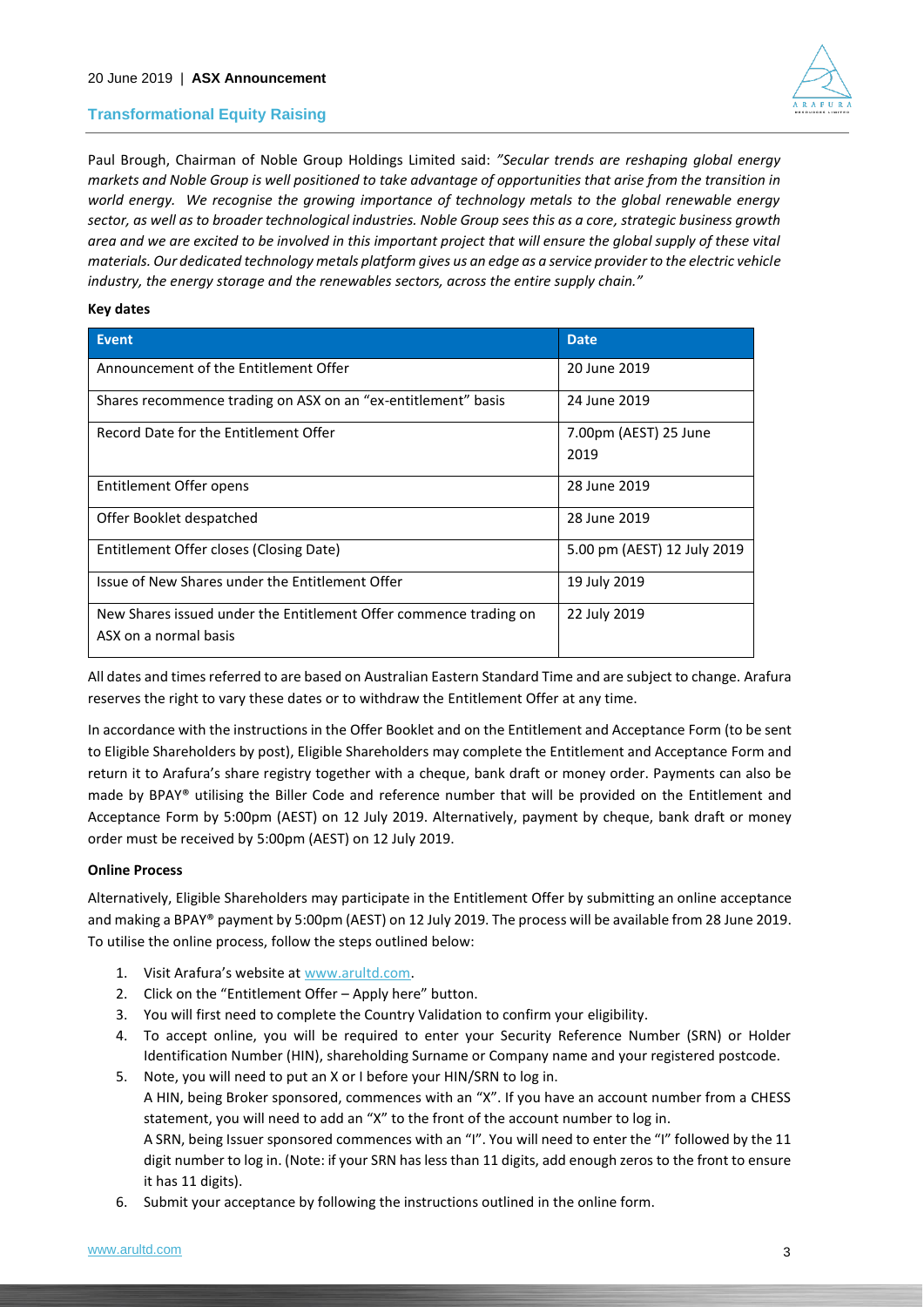Paul Brough, Chairman of Noble Group Holdings Limited said: *"Secular trends are reshaping global energy markets and Noble Group is well positioned to take advantage of opportunities that arise from the transition in world energy. We recognise the growing importance of technology metals to the global renewable energy sector, as well as to broader technological industries. Noble Group sees this as a core, strategic business growth area and we are excited to be involved in this important project that will ensure the global supply of these vital materials. Our dedicated technology metals platform gives us an edge as a service provider to the electric vehicle industry, the energy storage and the renewables sectors, across the entire supply chain."*

**Key dates**

| Event | Date |
|---|---|
| Announcement of the Entitlement Offer | 20 June 2019 |
| Shares recommence trading on ASX on an "ex-entitlement" basis | 24 June 2019 |
| Record Date for the Entitlement Offer | 7.00pm (AEST) 25 June 2019 |
| Entitlement Offer opens | 28 June 2019 |
| Offer Booklet despatched | 28 June 2019 |
| Entitlement Offer closes (Closing Date) | 5.00 pm (AEST) 12 July 2019 |
| Issue of New Shares under the Entitlement Offer | 19 July 2019 |
| New Shares issued under the Entitlement Offer commence trading on ASX on a normal basis | 22 July 2019 |

All dates and times referred to are based on Australian Eastern Standard Time and are subject to change. Arafura reserves the right to vary these dates or to withdraw the Entitlement Offer at any time.

In accordance with the instructions in the Offer Booklet and on the Entitlement and Acceptance Form (to be sent to Eligible Shareholders by post), Eligible Shareholders may complete the Entitlement and Acceptance Form and return it to Arafura's share registry together with a cheque, bank draft or money order. Payments can also be made by BPAY® utilising the Biller Code and reference number that will be provided on the Entitlement and Acceptance Form by 5:00pm (AEST) on 12 July 2019. Alternatively, payment by cheque, bank draft or money order must be received by 5:00pm (AEST) on 12 July 2019.

**Online Process**

Alternatively, Eligible Shareholders may participate in the Entitlement Offer by submitting an online acceptance and making a BPAY® payment by 5:00pm (AEST) on 12 July 2019. The process will be available from 28 June 2019. To utilise the online process, follow the steps outlined below:

1. Visit Arafura's website at www.arultd.com.
2. Click on the "Entitlement Offer – Apply here" button.
3. You will first need to complete the Country Validation to confirm your eligibility.
4. To accept online, you will be required to enter your Security Reference Number (SRN) or Holder Identification Number (HIN), shareholding Surname or Company name and your registered postcode.
5. Note, you will need to put an X or I before your HIN/SRN to log in.
   A HIN, being Broker sponsored, commences with an "X". If you have an account number from a CHESS statement, you will need to add an "X" to the front of the account number to log in.
   A SRN, being Issuer sponsored commences with an "I". You will need to enter the "I" followed by the 11 digit number to log in. (Note: if your SRN has less than 11 digits, add enough zeros to the front to ensure it has 11 digits).
6. Submit your acceptance by following the instructions outlined in the online form.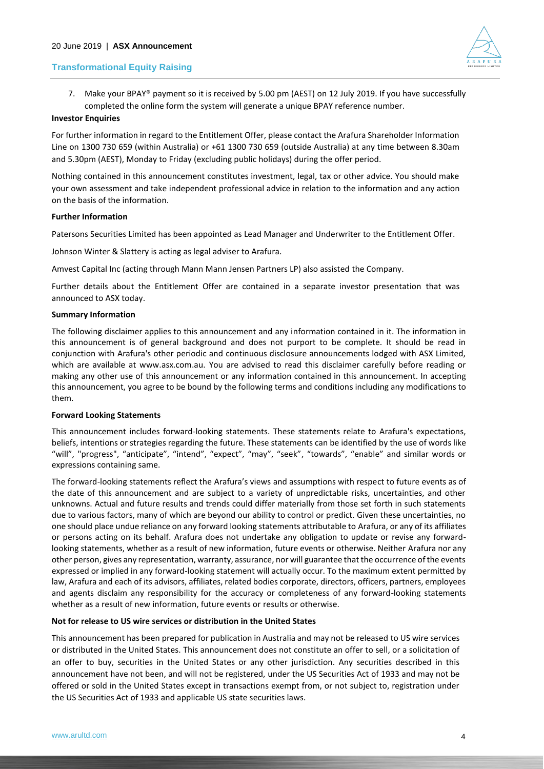7. Make your BPAY® payment so it is received by 5.00 pm (AEST) on 12 July 2019. If you have successfully completed the online form the system will generate a unique BPAY reference number.

**Investor Enquiries**

For further information in regard to the Entitlement Offer, please contact the Arafura Shareholder Information Line on 1300 730 659 (within Australia) or +61 1300 730 659 (outside Australia) at any time between 8.30am and 5.30pm (AEST), Monday to Friday (excluding public holidays) during the offer period.

Nothing contained in this announcement constitutes investment, legal, tax or other advice. You should make your own assessment and take independent professional advice in relation to the information and any action on the basis of the information.

**Further Information**

Patersons Securities Limited has been appointed as Lead Manager and Underwriter to the Entitlement Offer.

Johnson Winter & Slattery is acting as legal adviser to Arafura.

Amvest Capital Inc (acting through Mann Mann Jensen Partners LP) also assisted the Company.

Further details about the Entitlement Offer are contained in a separate investor presentation that was announced to ASX today.

**Summary Information**

The following disclaimer applies to this announcement and any information contained in it. The information in this announcement is of general background and does not purport to be complete. It should be read in conjunction with Arafura's other periodic and continuous disclosure announcements lodged with ASX Limited, which are available at www.asx.com.au. You are advised to read this disclaimer carefully before reading or making any other use of this announcement or any information contained in this announcement. In accepting this announcement, you agree to be bound by the following terms and conditions including any modifications to them.

**Forward Looking Statements**

This announcement includes forward-looking statements. These statements relate to Arafura's expectations, beliefs, intentions or strategies regarding the future. These statements can be identified by the use of words like "will", "progress", "anticipate", "intend", "expect", "may", "seek", "towards", "enable" and similar words or expressions containing same.

The forward-looking statements reflect the Arafura's views and assumptions with respect to future events as of the date of this announcement and are subject to a variety of unpredictable risks, uncertainties, and other unknowns. Actual and future results and trends could differ materially from those set forth in such statements due to various factors, many of which are beyond our ability to control or predict. Given these uncertainties, no one should place undue reliance on any forward looking statements attributable to Arafura, or any of its affiliates or persons acting on its behalf. Arafura does not undertake any obligation to update or revise any forward-looking statements, whether as a result of new information, future events or otherwise. Neither Arafura nor any other person, gives any representation, warranty, assurance, nor will guarantee that the occurrence of the events expressed or implied in any forward-looking statement will actually occur. To the maximum extent permitted by law, Arafura and each of its advisors, affiliates, related bodies corporate, directors, officers, partners, employees and agents disclaim any responsibility for the accuracy or completeness of any forward-looking statements whether as a result of new information, future events or results or otherwise.

**Not for release to US wire services or distribution in the United States**

This announcement has been prepared for publication in Australia and may not be released to US wire services or distributed in the United States. This announcement does not constitute an offer to sell, or a solicitation of an offer to buy, securities in the United States or any other jurisdiction. Any securities described in this announcement have not been, and will not be registered, under the US Securities Act of 1933 and may not be offered or sold in the United States except in transactions exempt from, or not subject to, registration under the US Securities Act of 1933 and applicable US state securities laws.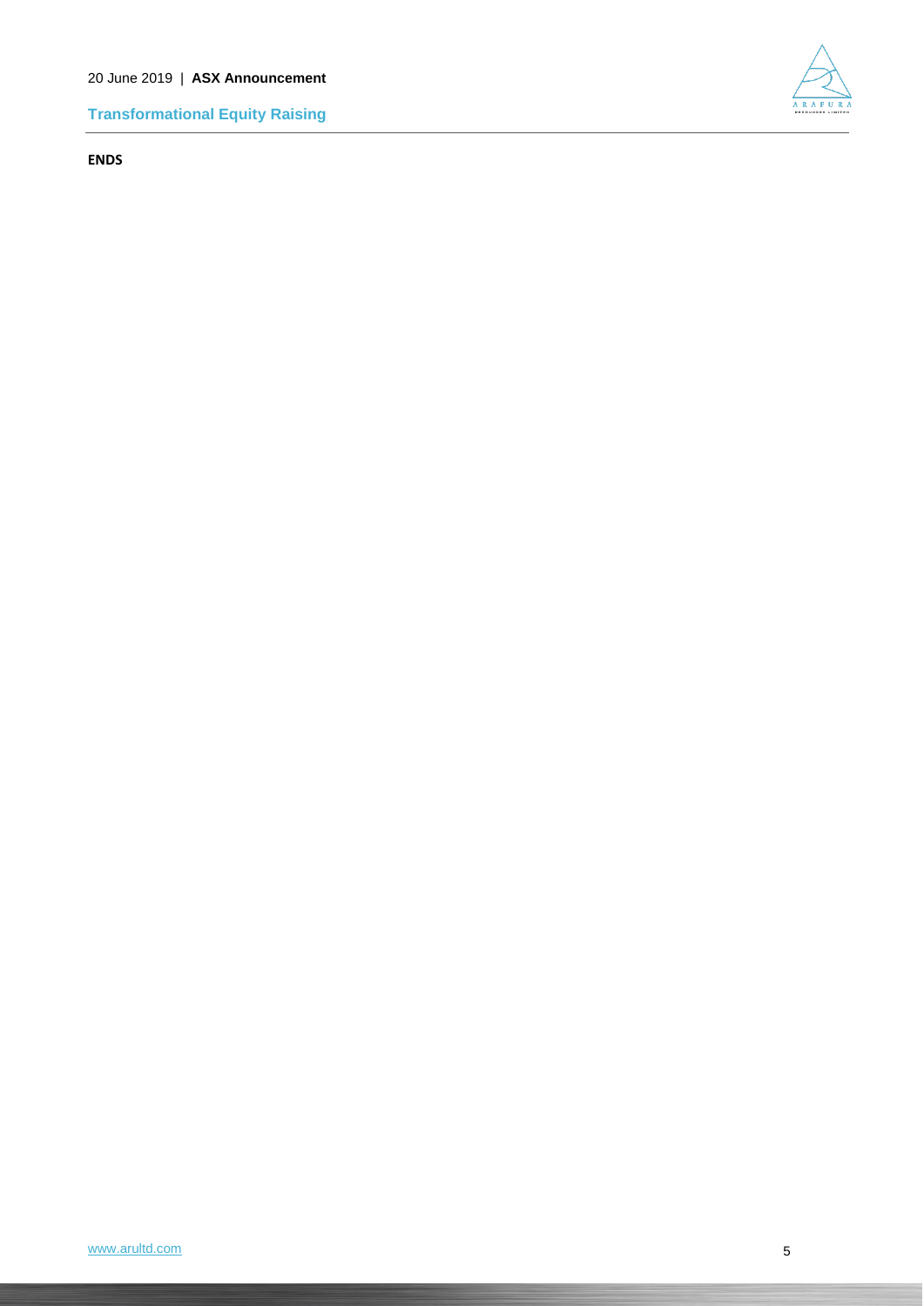**ENDS**